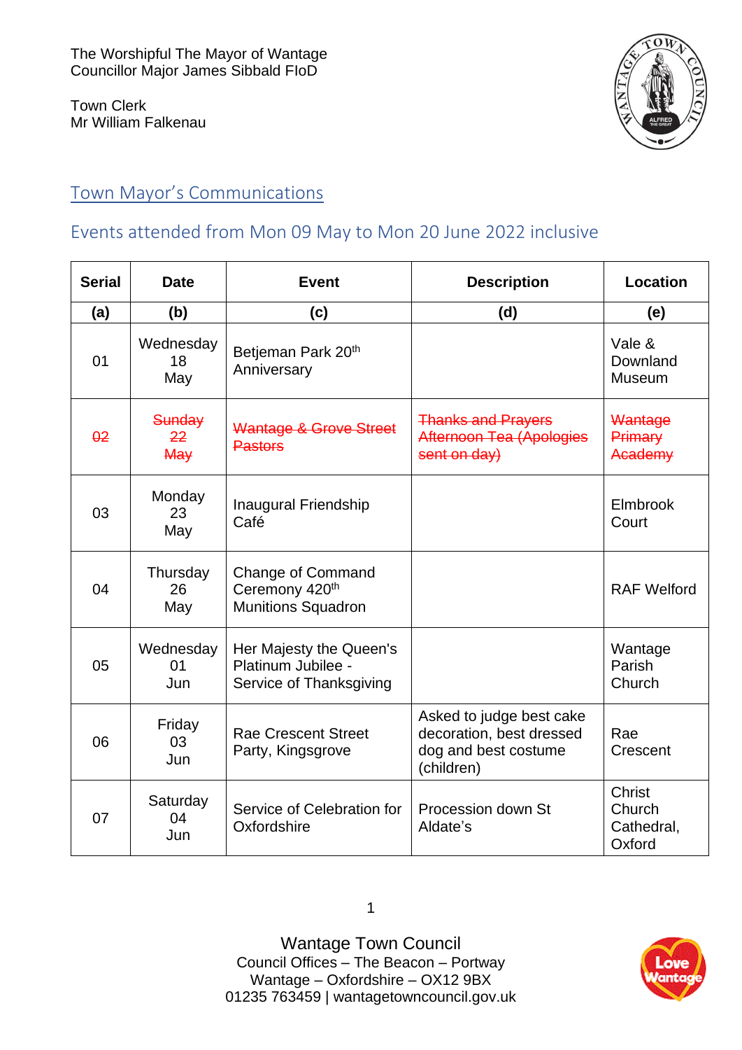The Worshipful The Mayor of Wantage
Councillor Major James Sibbald FIoD

Town Clerk
Mr William Falkenau

## Town Mayor's Communications

### Events attended from Mon 09 May to Mon 20 June 2022 inclusive

| Serial | Date | Event | Description | Location |
|---|---|---|---|---|
| (a) | (b) | (c) | (d) | (e) |
| 01 | Wednesday 18 May | Betjeman Park 20th Anniversary | | Vale & Downland Museum |
| ~~02~~ | ~~Sunday 22 May~~ | ~~Wantage & Grove Street Pastors~~ | ~~Thanks and Prayers Afternoon Tea (Apologies sent on day)~~ | ~~Wantage Primary Academy~~ |
| 03 | Monday 23 May | Inaugural Friendship Café | | Elmbrook Court |
| 04 | Thursday 26 May | Change of Command Ceremony 420th Munitions Squadron | | RAF Welford |
| 05 | Wednesday 01 Jun | Her Majesty the Queen's Platinum Jubilee - Service of Thanksgiving | | Wantage Parish Church |
| 06 | Friday 03 Jun | Rae Crescent Street Party, Kingsgrove | Asked to judge best cake decoration, best dressed dog and best costume (children) | Rae Crescent |
| 07 | Saturday 04 Jun | Service of Celebration for Oxfordshire | Procession down St Aldate's | Christ Church Cathedral, Oxford |

Wantage Town Council
Council Offices – The Beacon – Portway
Wantage – Oxfordshire – OX12 9BX
01235 763459 | wantagetowncouncil.gov.uk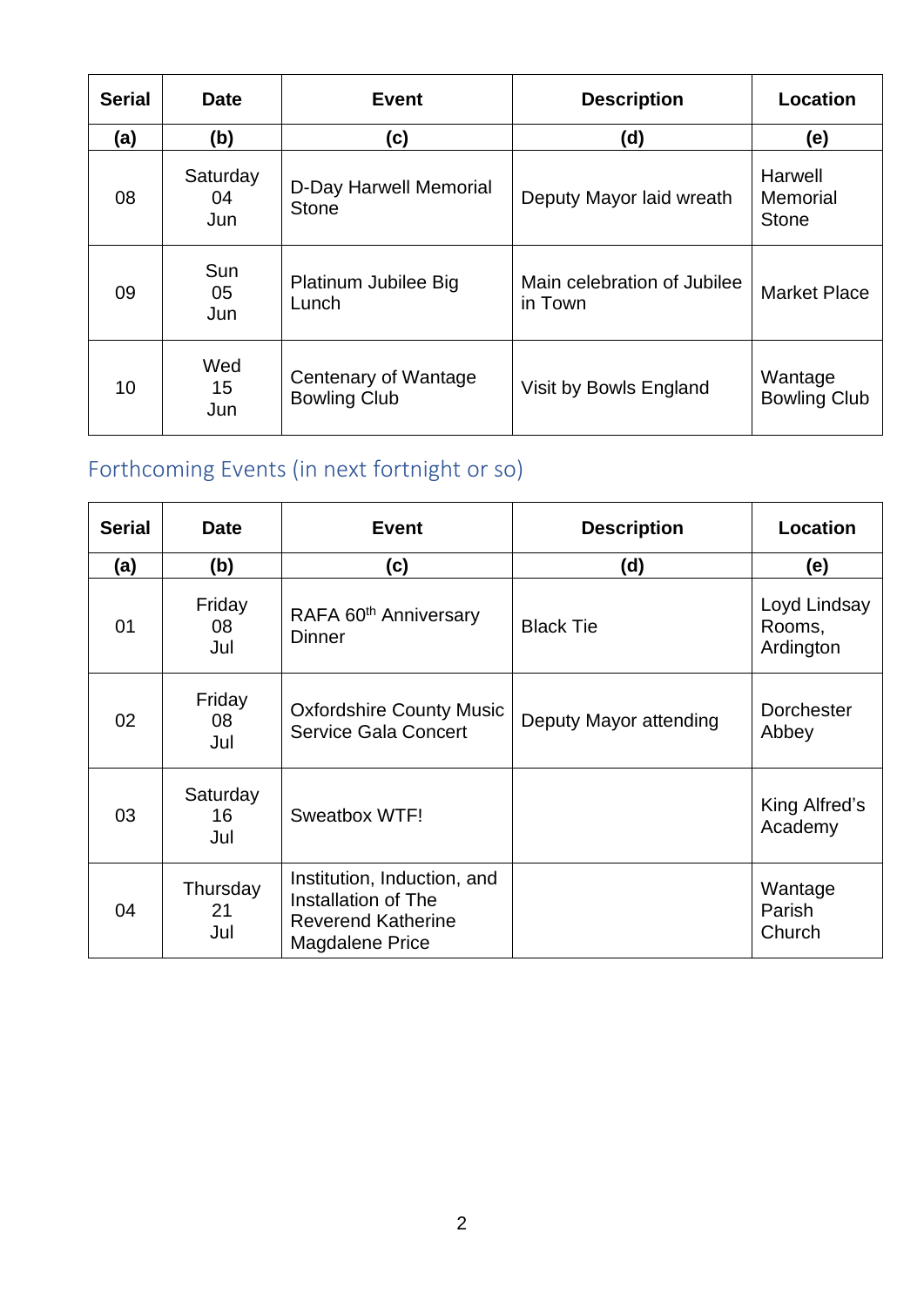| Serial | Date | Event | Description | Location |
|---|---|---|---|---|
| (a) | (b) | (c) | (d) | (e) |
| 08 | Saturday 04 Jun | D-Day Harwell Memorial Stone | Deputy Mayor laid wreath | Harwell Memorial Stone |
| 09 | Sun 05 Jun | Platinum Jubilee Big Lunch | Main celebration of Jubilee in Town | Market Place |
| 10 | Wed 15 Jun | Centenary of Wantage Bowling Club | Visit by Bowls England | Wantage Bowling Club |

## Forthcoming Events (in next fortnight or so)

| Serial | Date | Event | Description | Location |
|---|---|---|---|---|
| (a) | (b) | (c) | (d) | (e) |
| 01 | Friday 08 Jul | RAFA 60th Anniversary Dinner | Black Tie | Loyd Lindsay Rooms, Ardington |
| 02 | Friday 08 Jul | Oxfordshire County Music Service Gala Concert | Deputy Mayor attending | Dorchester Abbey |
| 03 | Saturday 16 Jul | Sweatbox WTF! | | King Alfred's Academy |
| 04 | Thursday 21 Jul | Institution, Induction, and Installation of The Reverend Katherine Magdalene Price | | Wantage Parish Church |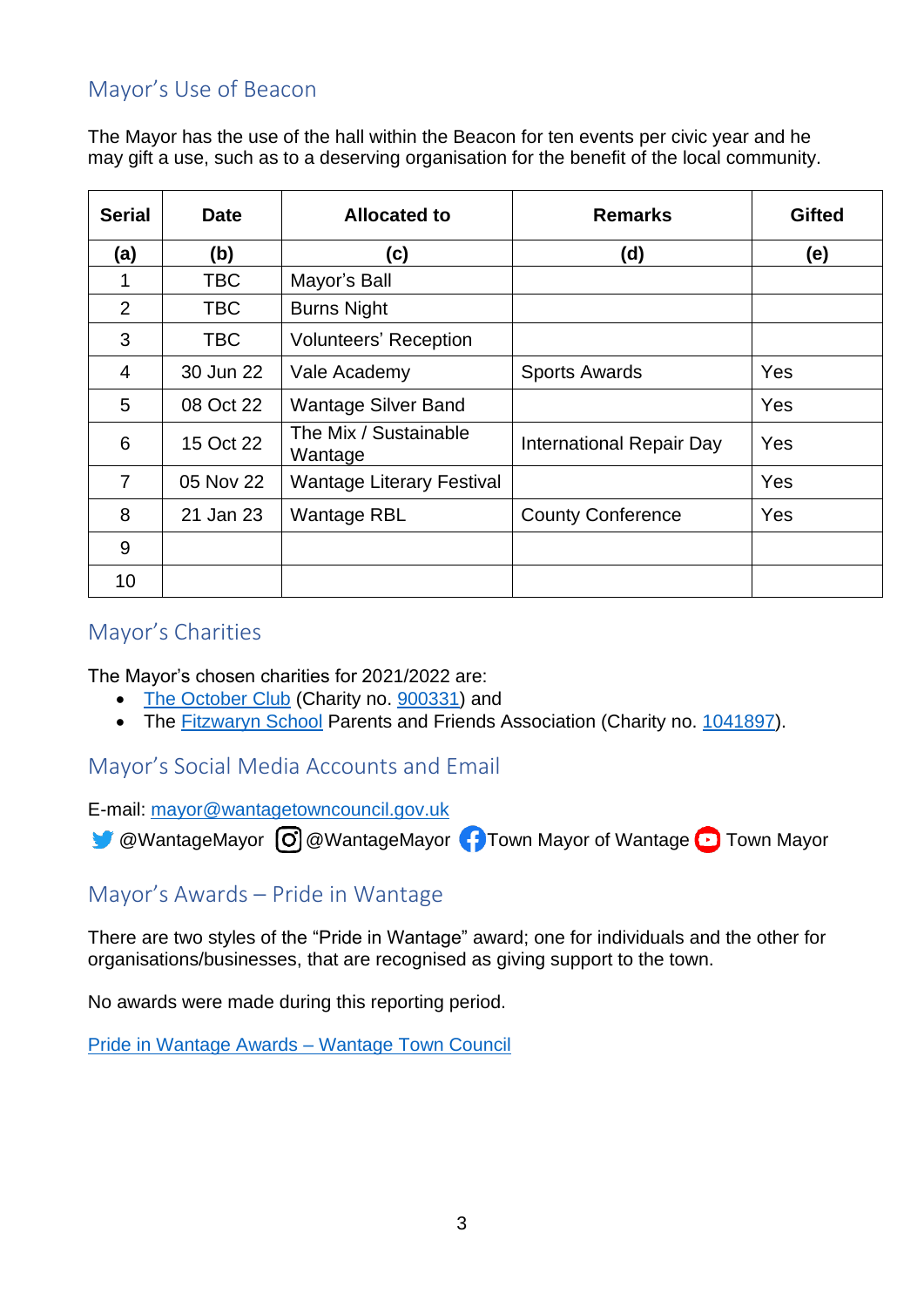## Mayor's Use of Beacon

The Mayor has the use of the hall within the Beacon for ten events per civic year and he may gift a use, such as to a deserving organisation for the benefit of the local community.

| Serial | Date | Allocated to | Remarks | Gifted |
|---|---|---|---|---|
| (a) | (b) | (c) | (d) | (e) |
| 1 | TBC | Mayor's Ball | | |
| 2 | TBC | Burns Night | | |
| 3 | TBC | Volunteers' Reception | | |
| 4 | 30 Jun 22 | Vale Academy | Sports Awards | Yes |
| 5 | 08 Oct 22 | Wantage Silver Band | | Yes |
| 6 | 15 Oct 22 | The Mix / Sustainable Wantage | International Repair Day | Yes |
| 7 | 05 Nov 22 | Wantage Literary Festival | | Yes |
| 8 | 21 Jan 23 | Wantage RBL | County Conference | Yes |
| 9 | | | | |
| 10 | | | | |

## Mayor's Charities

The Mayor's chosen charities for 2021/2022 are:

- The October Club (Charity no. 900331) and
- The Fitzwaryn School Parents and Friends Association (Charity no. 1041897).

## Mayor's Social Media Accounts and Email

E-mail: mayor@wantagetowncouncil.gov.uk

@WantageMayor @WantageMayor Town Mayor of Wantage Town Mayor

## Mayor's Awards – Pride in Wantage

There are two styles of the "Pride in Wantage" award; one for individuals and the other for organisations/businesses, that are recognised as giving support to the town.

No awards were made during this reporting period.

Pride in Wantage Awards – Wantage Town Council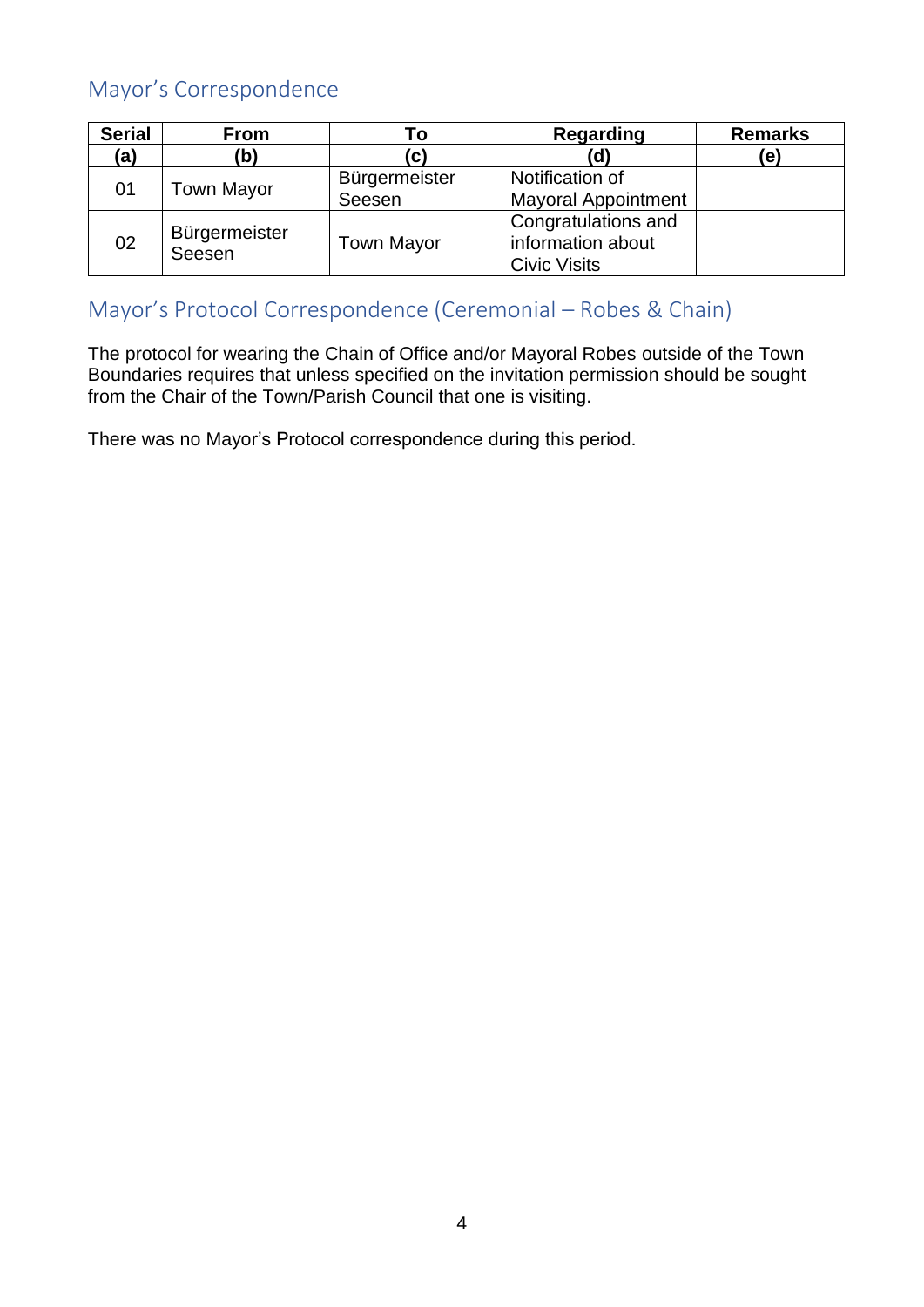## Mayor's Correspondence

| Serial | From | To | Regarding | Remarks |
|---|---|---|---|---|
| (a) | (b) | (c) | (d) | (e) |
| 01 | Town Mayor | Bürgermeister Seesen | Notification of Mayoral Appointment | |
| 02 | Bürgermeister Seesen | Town Mayor | Congratulations and information about Civic Visits | |

## Mayor's Protocol Correspondence (Ceremonial – Robes & Chain)

The protocol for wearing the Chain of Office and/or Mayoral Robes outside of the Town Boundaries requires that unless specified on the invitation permission should be sought from the Chair of the Town/Parish Council that one is visiting.

There was no Mayor's Protocol correspondence during this period.